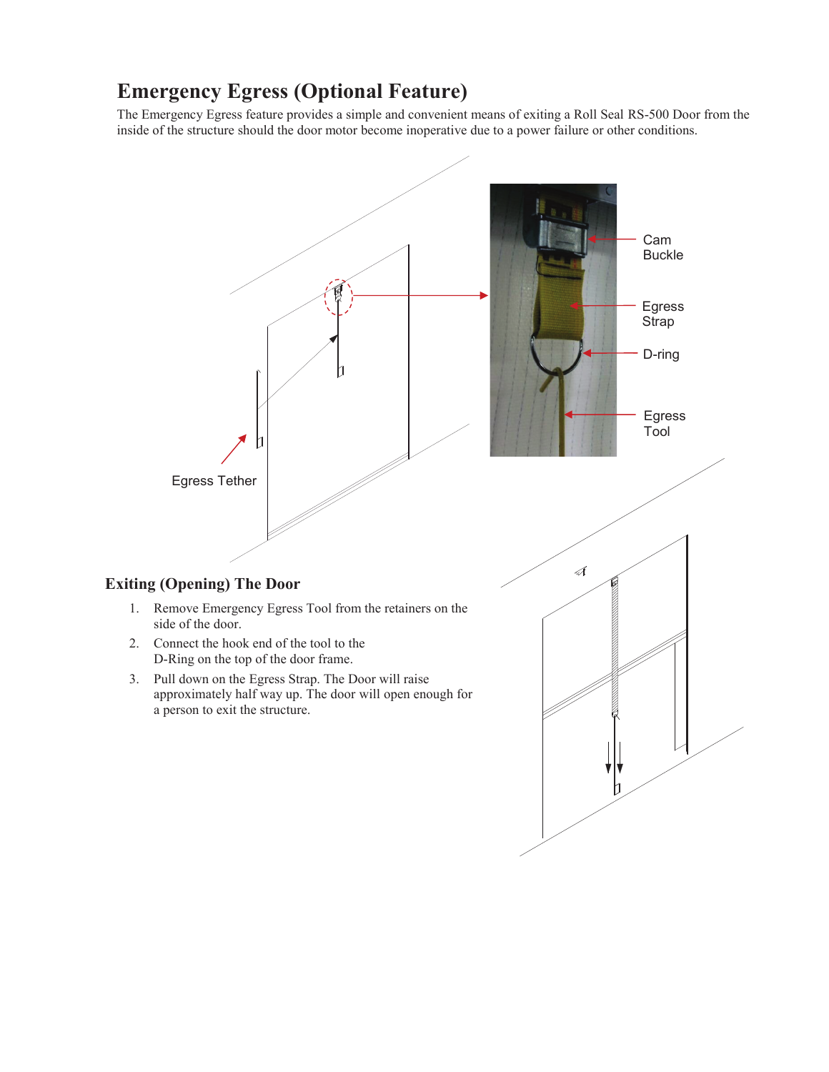# Emergency Egress (Optional Feature)

The Emergency Egress feature provides a simple and convenient means of exiting a Roll Seal RS-500 Door from the inside of the structure should the door motor become inoperative due to a power failure or other conditions.

Cam Buckle

Egress Strap

D-ring

Egress Tool

Egress Tether

## Exiting (Opening) The Door

1. Remove Emergency Egress Tool from the retainers on the side of the door.
2. Connect the hook end of the tool to the D-Ring on the top of the door frame.
3. Pull down on the Egress Strap. The Door will raise approximately half way up. The door will open enough for a person to exit the structure.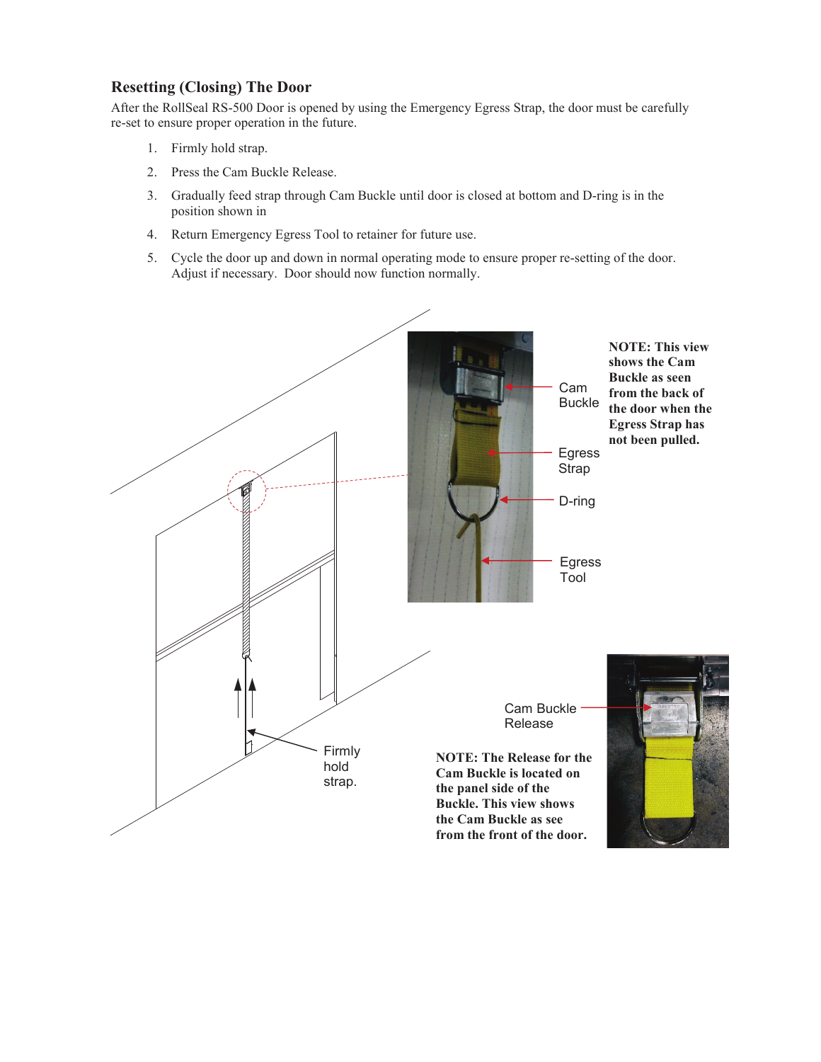## Resetting (Closing) The Door

After the RollSeal RS-500 Door is opened by using the Emergency Egress Strap, the door must be carefully re-set to ensure proper operation in the future.

1. Firmly hold strap.
2. Press the Cam Buckle Release.
3. Gradually feed strap through Cam Buckle until door is closed at bottom and D-ring is in the position shown in
4. Return Emergency Egress Tool to retainer for future use.
5. Cycle the door up and down in normal operating mode to ensure proper re-setting of the door. Adjust if necessary. Door should now function normally.

Cam Buckle

Egress Strap

D-ring

Egress Tool

**NOTE: This view shows the Cam Buckle as seen from the back of the door when the Egress Strap has not been pulled.**

Firmly hold strap.

Cam Buckle Release

**NOTE: The Release for the Cam Buckle is located on the panel side of the Buckle. This view shows the Cam Buckle as see from the front of the door.**